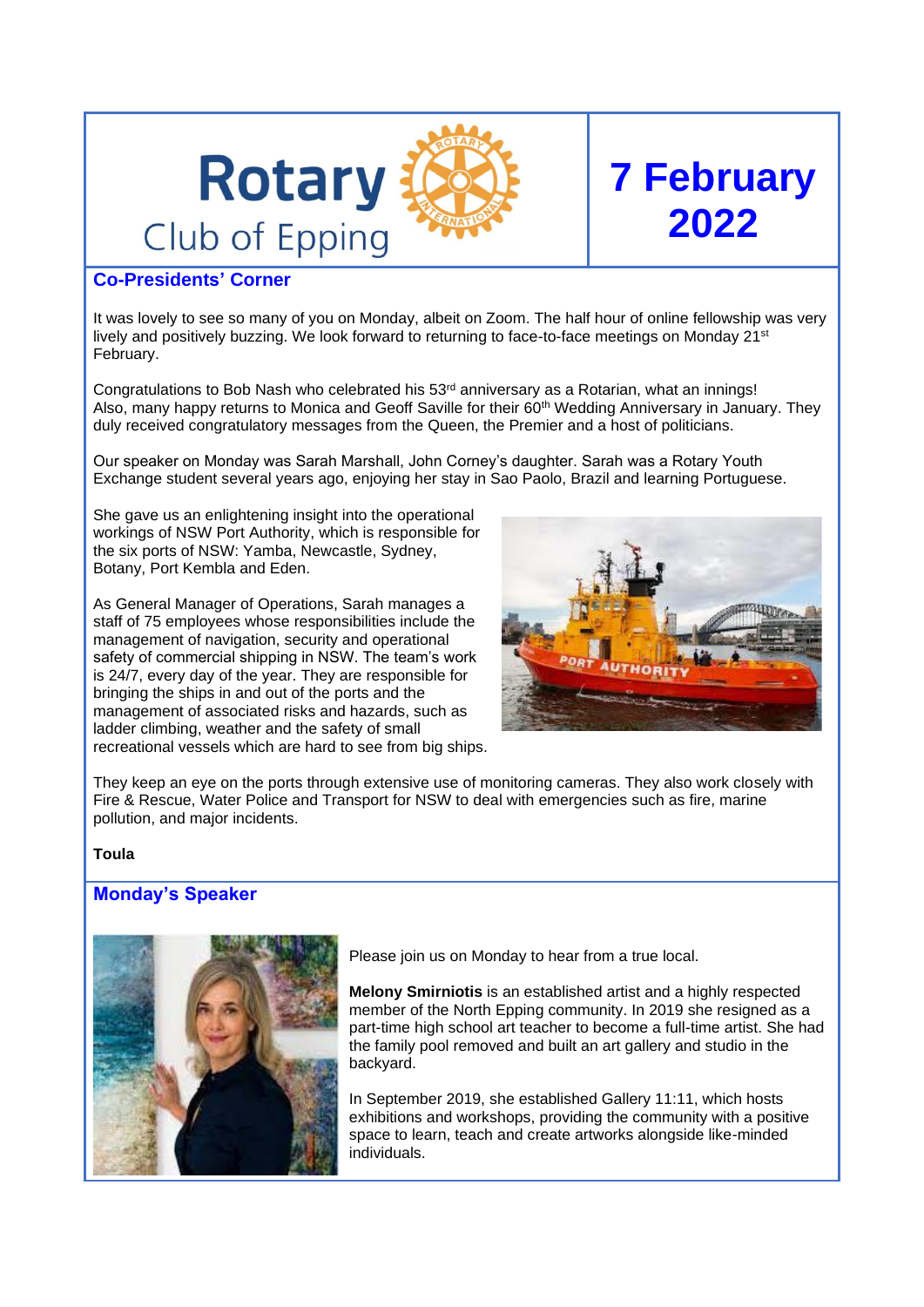# Rotary Club of Epping

# 7 February 2022

## Co-Presidents' Corner

It was lovely to see so many of you on Monday, albeit on Zoom. The half hour of online fellowship was very lively and positively buzzing. We look forward to returning to face-to-face meetings on Monday 21st February.

Congratulations to Bob Nash who celebrated his 53rd anniversary as a Rotarian, what an innings! Also, many happy returns to Monica and Geoff Saville for their 60th Wedding Anniversary in January. They duly received congratulatory messages from the Queen, the Premier and a host of politicians.

Our speaker on Monday was Sarah Marshall, John Corney's daughter. Sarah was a Rotary Youth Exchange student several years ago, enjoying her stay in Sao Paolo, Brazil and learning Portuguese.

She gave us an enlightening insight into the operational workings of NSW Port Authority, which is responsible for the six ports of NSW: Yamba, Newcastle, Sydney, Botany, Port Kembla and Eden.

As General Manager of Operations, Sarah manages a staff of 75 employees whose responsibilities include the management of navigation, security and operational safety of commercial shipping in NSW. The team's work is 24/7, every day of the year. They are responsible for bringing the ships in and out of the ports and the management of associated risks and hazards, such as ladder climbing, weather and the safety of small recreational vessels which are hard to see from big ships.

They keep an eye on the ports through extensive use of monitoring cameras. They also work closely with Fire & Rescue, Water Police and Transport for NSW to deal with emergencies such as fire, marine pollution, and major incidents.

**Toula**

## Monday's Speaker

Please join us on Monday to hear from a true local.

**Melony Smirniotis** is an established artist and a highly respected member of the North Epping community. In 2019 she resigned as a part-time high school art teacher to become a full-time artist. She had the family pool removed and built an art gallery and studio in the backyard.

In September 2019, she established Gallery 11:11, which hosts exhibitions and workshops, providing the community with a positive space to learn, teach and create artworks alongside like-minded individuals.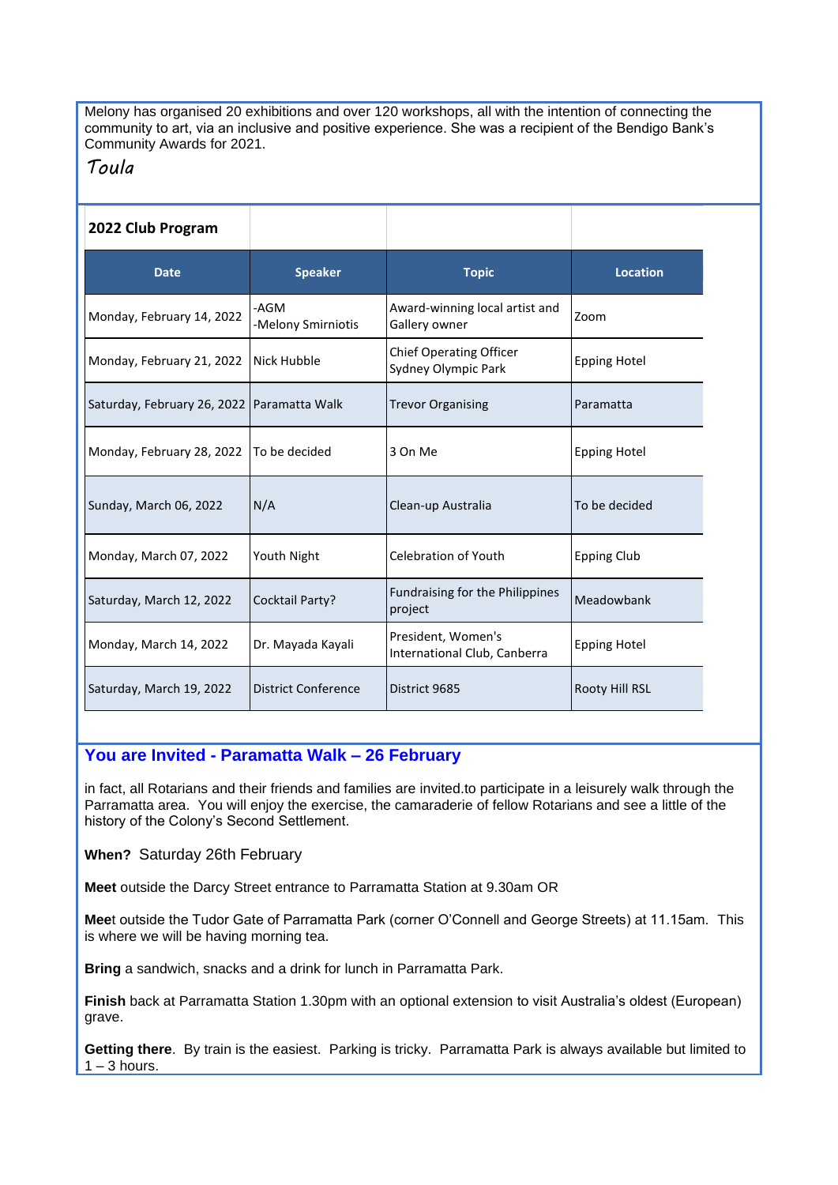Melony has organised 20 exhibitions and over 120 workshops, all with the intention of connecting the community to art, via an inclusive and positive experience. She was a recipient of the Bendigo Bank's Community Awards for 2021.

*Toula*

**2022 Club Program**

| Date | Speaker | Topic | Location |
|---|---|---|---|
| Monday, February 14, 2022 | -AGM<br>-Melony Smirniotis | Award-winning local artist and Gallery owner | Zoom |
| Monday, February 21, 2022 | Nick Hubble | Chief Operating Officer Sydney Olympic Park | Epping Hotel |
| Saturday, February 26, 2022 | Paramatta Walk | Trevor Organising | Paramatta |
| Monday, February 28, 2022 | To be decided | 3 On Me | Epping Hotel |
| Sunday, March 06, 2022 | N/A | Clean-up Australia | To be decided |
| Monday, March 07, 2022 | Youth Night | Celebration of Youth | Epping Club |
| Saturday, March 12, 2022 | Cocktail Party? | Fundraising for the Philippines project | Meadowbank |
| Monday, March 14, 2022 | Dr. Mayada Kayali | President, Women's International Club, Canberra | Epping Hotel |
| Saturday, March 19, 2022 | District Conference | District 9685 | Rooty Hill RSL |

## You are Invited - Paramatta Walk – 26 February

in fact, all Rotarians and their friends and families are invited.to participate in a leisurely walk through the Parramatta area. You will enjoy the exercise, the camaraderie of fellow Rotarians and see a little of the history of the Colony's Second Settlement.

**When?** Saturday 26th February

**Meet** outside the Darcy Street entrance to Parramatta Station at 9.30am OR

**Mee**t outside the Tudor Gate of Parramatta Park (corner O'Connell and George Streets) at 11.15am. This is where we will be having morning tea.

**Bring** a sandwich, snacks and a drink for lunch in Parramatta Park.

**Finish** back at Parramatta Station 1.30pm with an optional extension to visit Australia's oldest (European) grave.

**Getting there**. By train is the easiest. Parking is tricky. Parramatta Park is always available but limited to 1 – 3 hours.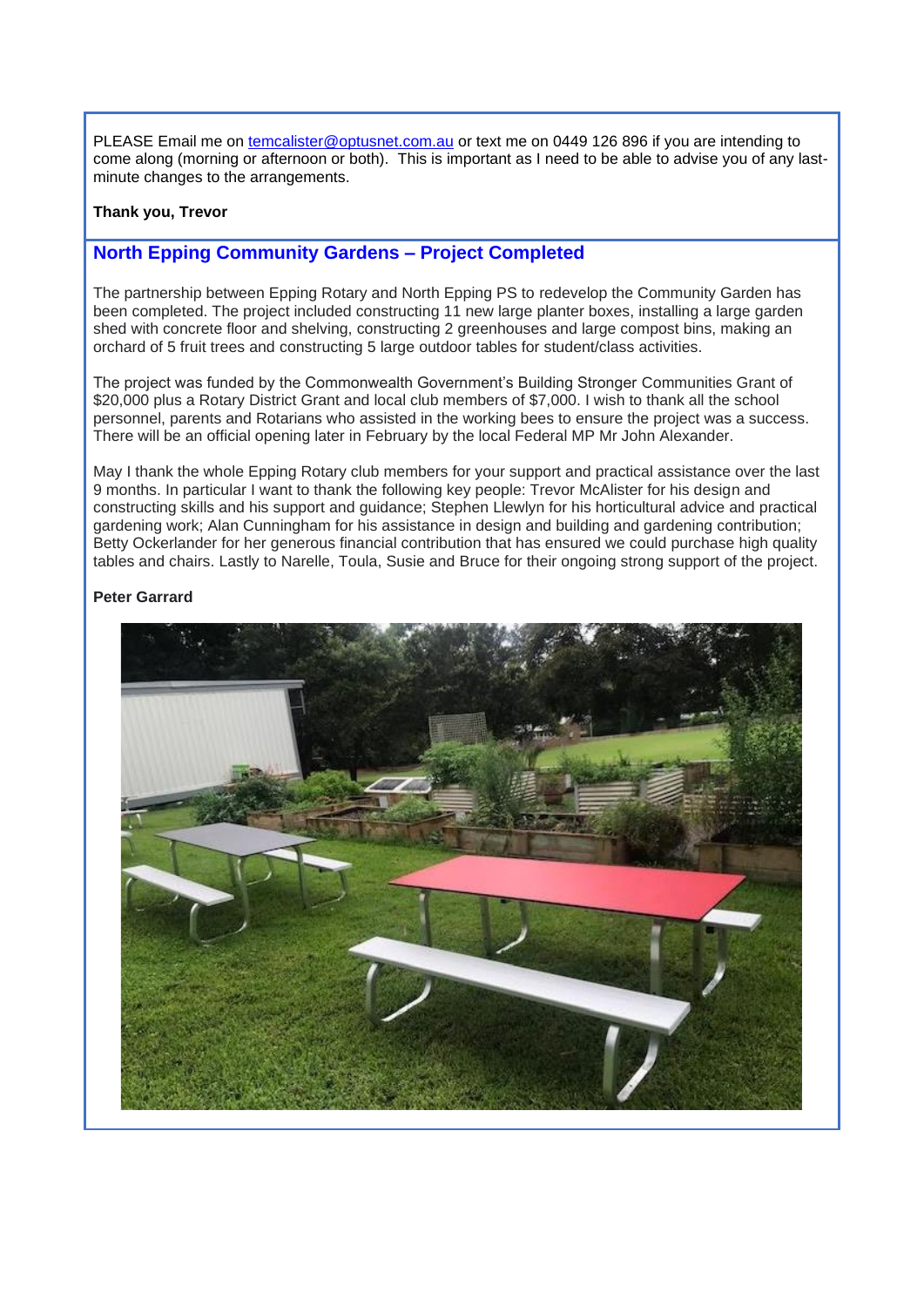PLEASE Email me on temcalister@optusnet.com.au or text me on 0449 126 896 if you are intending to come along (morning or afternoon or both). This is important as I need to be able to advise you of any last-minute changes to the arrangements.

**Thank you, Trevor**

## North Epping Community Gardens – Project Completed

The partnership between Epping Rotary and North Epping PS to redevelop the Community Garden has been completed. The project included constructing 11 new large planter boxes, installing a large garden shed with concrete floor and shelving, constructing 2 greenhouses and large compost bins, making an orchard of 5 fruit trees and constructing 5 large outdoor tables for student/class activities.

The project was funded by the Commonwealth Government's Building Stronger Communities Grant of $20,000 plus a Rotary District Grant and local club members of $7,000. I wish to thank all the school personnel, parents and Rotarians who assisted in the working bees to ensure the project was a success. There will be an official opening later in February by the local Federal MP Mr John Alexander.

May I thank the whole Epping Rotary club members for your support and practical assistance over the last 9 months. In particular I want to thank the following key people: Trevor McAlister for his design and constructing skills and his support and guidance; Stephen Llewlyn for his horticultural advice and practical gardening work; Alan Cunningham for his assistance in design and building and gardening contribution; Betty Ockerlander for her generous financial contribution that has ensured we could purchase high quality tables and chairs. Lastly to Narelle, Toula, Susie and Bruce for their ongoing strong support of the project.

**Peter Garrard**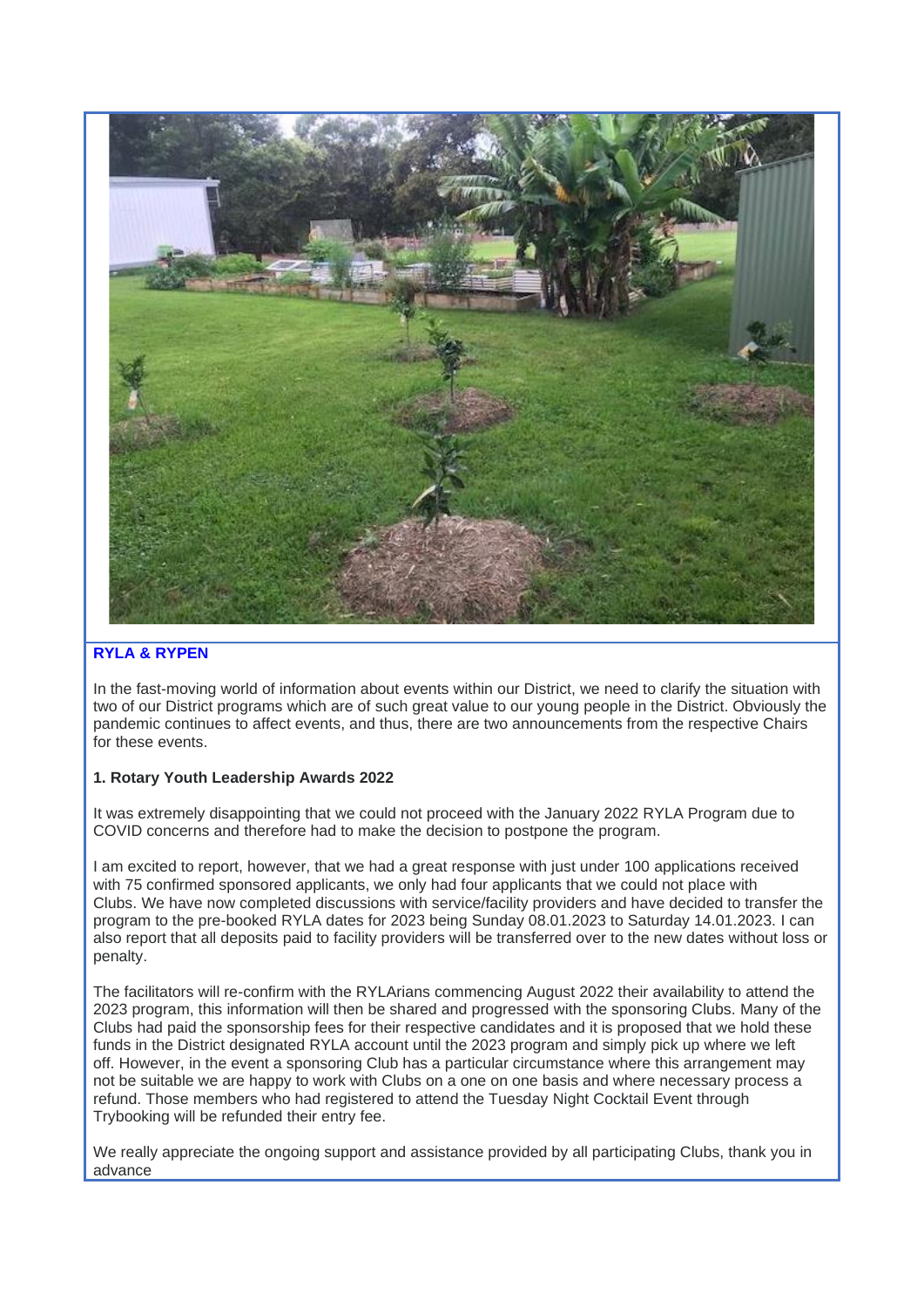## RYLA & RYPEN

In the fast-moving world of information about events within our District, we need to clarify the situation with two of our District programs which are of such great value to our young people in the District. Obviously the pandemic continues to affect events, and thus, there are two announcements from the respective Chairs for these events.

**1. Rotary Youth Leadership Awards 2022**

It was extremely disappointing that we could not proceed with the January 2022 RYLA Program due to COVID concerns and therefore had to make the decision to postpone the program.

I am excited to report, however, that we had a great response with just under 100 applications received with 75 confirmed sponsored applicants, we only had four applicants that we could not place with Clubs. We have now completed discussions with service/facility providers and have decided to transfer the program to the pre-booked RYLA dates for 2023 being Sunday 08.01.2023 to Saturday 14.01.2023. I can also report that all deposits paid to facility providers will be transferred over to the new dates without loss or penalty.

The facilitators will re-confirm with the RYLArians commencing August 2022 their availability to attend the 2023 program, this information will then be shared and progressed with the sponsoring Clubs. Many of the Clubs had paid the sponsorship fees for their respective candidates and it is proposed that we hold these funds in the District designated RYLA account until the 2023 program and simply pick up where we left off. However, in the event a sponsoring Club has a particular circumstance where this arrangement may not be suitable we are happy to work with Clubs on a one on one basis and where necessary process a refund. Those members who had registered to attend the Tuesday Night Cocktail Event through Trybooking will be refunded their entry fee.

We really appreciate the ongoing support and assistance provided by all participating Clubs, thank you in advance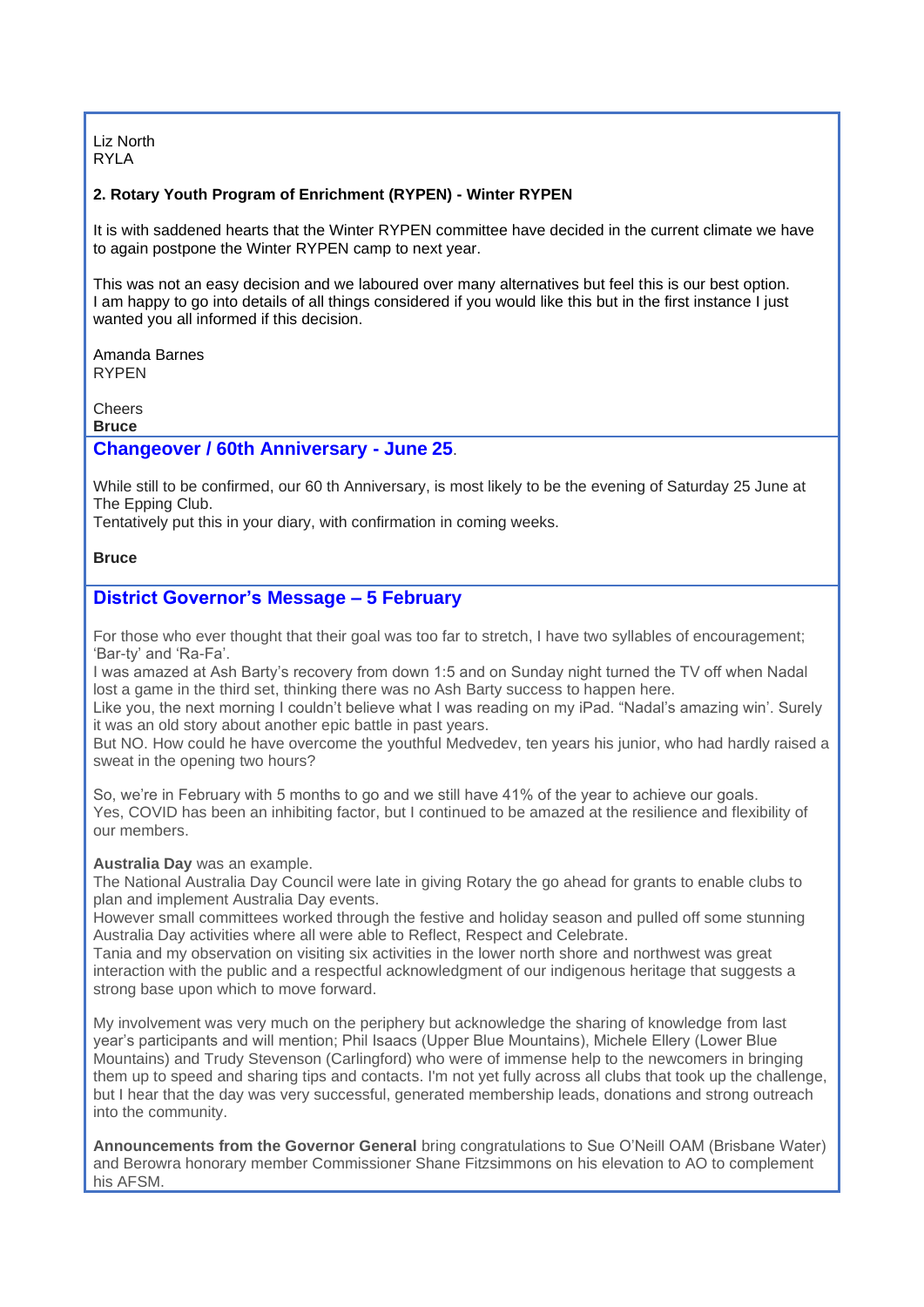Liz North
RYLA

**2. Rotary Youth Program of Enrichment (RYPEN) - Winter RYPEN**

It is with saddened hearts that the Winter RYPEN committee have decided in the current climate we have to again postpone the Winter RYPEN camp to next year.

This was not an easy decision and we laboured over many alternatives but feel this is our best option. I am happy to go into details of all things considered if you would like this but in the first instance I just wanted you all informed if this decision.

Amanda Barnes
RYPEN

Cheers
**Bruce**

## Changeover / 60th Anniversary - June 25.

While still to be confirmed, our 60 th Anniversary, is most likely to be the evening of Saturday 25 June at The Epping Club.
Tentatively put this in your diary, with confirmation in coming weeks.

**Bruce**

## District Governor's Message – 5 February

For those who ever thought that their goal was too far to stretch, I have two syllables of encouragement; 'Bar-ty' and 'Ra-Fa'.
I was amazed at Ash Barty's recovery from down 1:5 and on Sunday night turned the TV off when Nadal lost a game in the third set, thinking there was no Ash Barty success to happen here.
Like you, the next morning I couldn't believe what I was reading on my iPad. "Nadal's amazing win'. Surely it was an old story about another epic battle in past years.
But NO. How could he have overcome the youthful Medvedev, ten years his junior, who had hardly raised a sweat in the opening two hours?

So, we're in February with 5 months to go and we still have 41% of the year to achieve our goals.
Yes, COVID has been an inhibiting factor, but I continued to be amazed at the resilience and flexibility of our members.

**Australia Day** was an example.
The National Australia Day Council were late in giving Rotary the go ahead for grants to enable clubs to plan and implement Australia Day events.
However small committees worked through the festive and holiday season and pulled off some stunning Australia Day activities where all were able to Reflect, Respect and Celebrate.
Tania and my observation on visiting six activities in the lower north shore and northwest was great interaction with the public and a respectful acknowledgment of our indigenous heritage that suggests a strong base upon which to move forward.

My involvement was very much on the periphery but acknowledge the sharing of knowledge from last year's participants and will mention; Phil Isaacs (Upper Blue Mountains), Michele Ellery (Lower Blue Mountains) and Trudy Stevenson (Carlingford) who were of immense help to the newcomers in bringing them up to speed and sharing tips and contacts. I'm not yet fully across all clubs that took up the challenge, but I hear that the day was very successful, generated membership leads, donations and strong outreach into the community.

**Announcements from the Governor General** bring congratulations to Sue O'Neill OAM (Brisbane Water) and Berowra honorary member Commissioner Shane Fitzsimmons on his elevation to AO to complement his AFSM.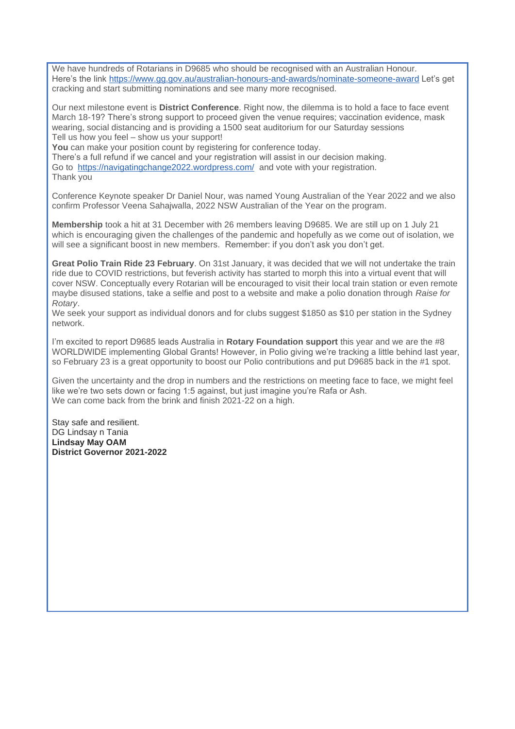We have hundreds of Rotarians in D9685 who should be recognised with an Australian Honour. Here's the link [https://www.gg.gov.au/australian-honours-and-awards/nominate-someone-award](https://www.gg.gov.au/australian-honours-and-awards/nominate-someone-award) Let's get cracking and start submitting nominations and see many more recognised.

Our next milestone event is **District Conference**. Right now, the dilemma is to hold a face to face event March 18-19? There's strong support to proceed given the venue requires; vaccination evidence, mask wearing, social distancing and is providing a 1500 seat auditorium for our Saturday sessions
Tell us how you feel – show us your support!
**You** can make your position count by registering for conference today.
There's a full refund if we cancel and your registration will assist in our decision making.
Go to [https://navigatingchange2022.wordpress.com/](https://navigatingchange2022.wordpress.com/) and vote with your registration.
Thank you

Conference Keynote speaker Dr Daniel Nour, was named Young Australian of the Year 2022 and we also confirm Professor Veena Sahajwalla, 2022 NSW Australian of the Year on the program.

**Membership** took a hit at 31 December with 26 members leaving D9685. We are still up on 1 July 21 which is encouraging given the challenges of the pandemic and hopefully as we come out of isolation, we will see a significant boost in new members. Remember: if you don't ask you don't get.

**Great Polio Train Ride 23 February**. On 31st January, it was decided that we will not undertake the train ride due to COVID restrictions, but feverish activity has started to morph this into a virtual event that will cover NSW. Conceptually every Rotarian will be encouraged to visit their local train station or even remote maybe disused stations, take a selfie and post to a website and make a polio donation through *Raise for Rotary*.
We seek your support as individual donors and for clubs suggest $1850 as $10 per station in the Sydney network.

I'm excited to report D9685 leads Australia in **Rotary Foundation support** this year and we are the #8 WORLDWIDE implementing Global Grants! However, in Polio giving we're tracking a little behind last year, so February 23 is a great opportunity to boost our Polio contributions and put D9685 back in the #1 spot.

Given the uncertainty and the drop in numbers and the restrictions on meeting face to face, we might feel like we're two sets down or facing 1:5 against, but just imagine you're Rafa or Ash.
We can come back from the brink and finish 2021-22 on a high.

Stay safe and resilient.
DG Lindsay n Tania
**Lindsay May OAM**
**District Governor 2021-2022**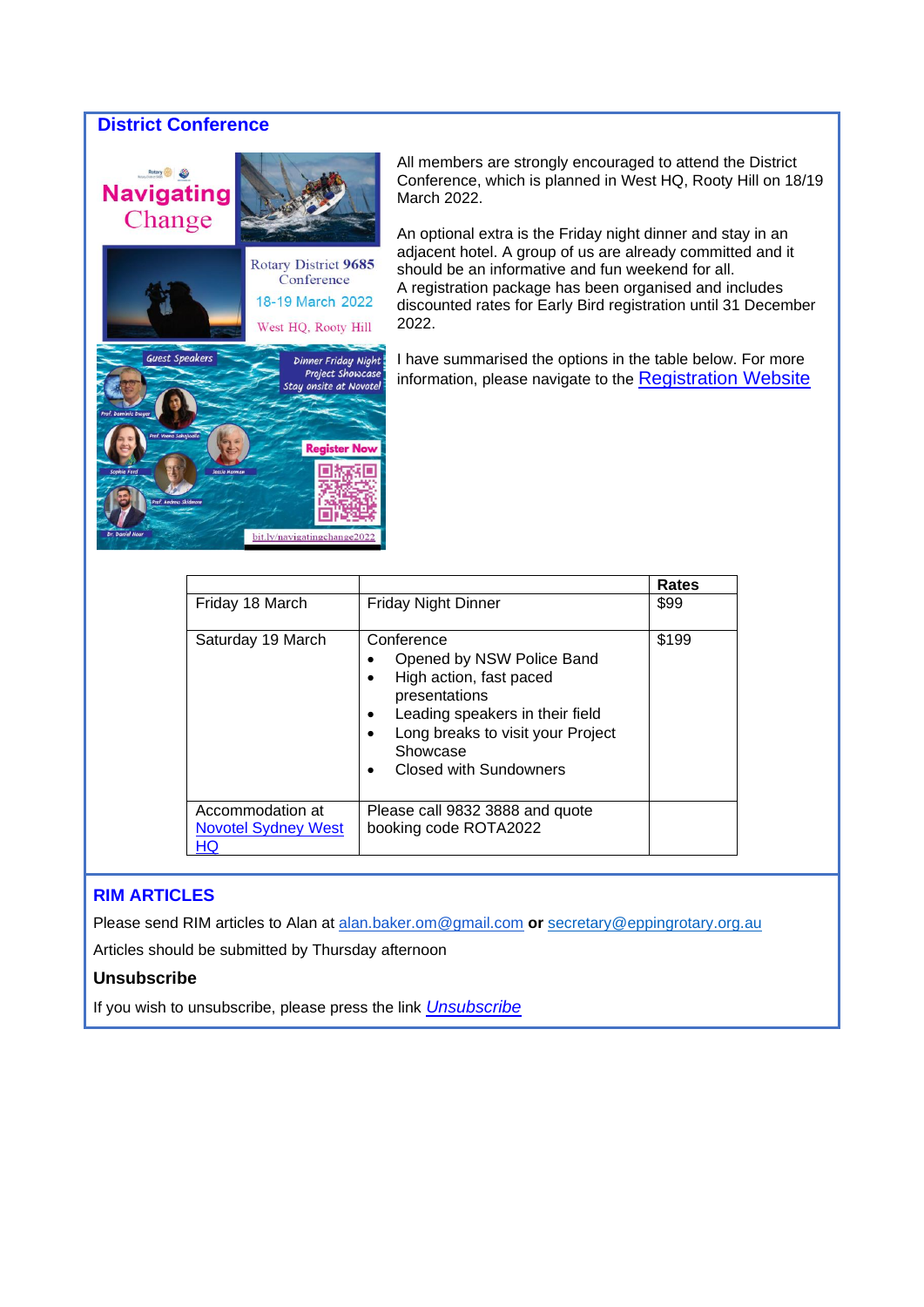## District Conference

All members are strongly encouraged to attend the District Conference, which is planned in West HQ, Rooty Hill on 18/19 March 2022.

An optional extra is the Friday night dinner and stay in an adjacent hotel. A group of us are already committed and it should be an informative and fun weekend for all.
A registration package has been organised and includes discounted rates for Early Bird registration until 31 December 2022.

I have summarised the options in the table below. For more information, please navigate to the Registration Website

| | | Rates |
|---|---|---|
| Friday 18 March | Friday Night Dinner | $99 |
| Saturday 19 March | Conference<br>• Opened by NSW Police Band<br>• High action, fast paced presentations<br>• Leading speakers in their field<br>• Long breaks to visit your Project Showcase<br>• Closed with Sundowners | $199 |
| Accommodation at Novotel Sydney West HQ | Please call 9832 3888 and quote booking code ROTA2022 | |

## RIM ARTICLES

Please send RIM articles to Alan at alan.baker.om@gmail.com **or** secretary@eppingrotary.org.au

Articles should be submitted by Thursday afternoon

### Unsubscribe

If you wish to unsubscribe, please press the link *Unsubscribe*